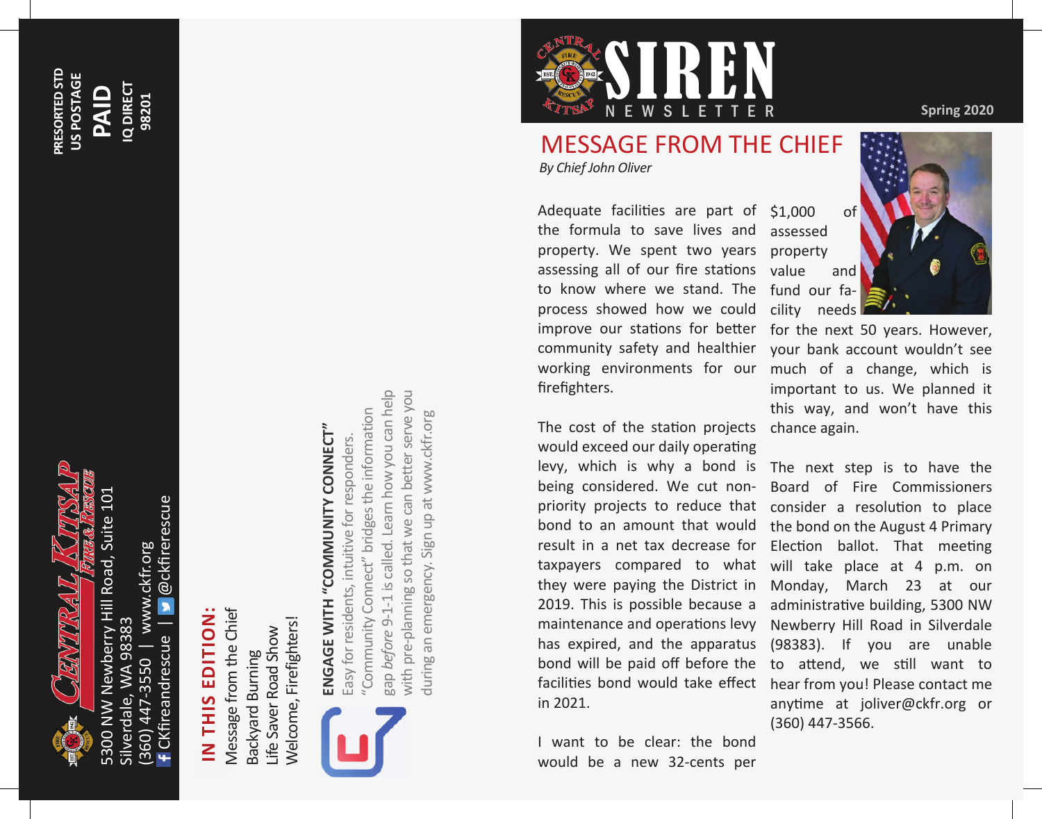PRESORTED STD
US POSTAGE
**PAID**
IQ DIRECT
98201

**CENTRAL KITSAP FIRE & RESCUE**

5300 NW Newberry Hill Road, Suite 101
Silverdale, WA 98383
(360) 447-3550 | www.ckfr.org
CKfireandrescue | @ckfirerescue

## IN THIS EDITION:

Message from the Chief
Backyard Burning
Life Saver Road Show
Welcome, Firefighters!

**ENGAGE WITH "COMMUNITY CONNECT"**
Easy for residents, intuitive for responders.
"Community Connect" bridges the information gap *before* 9-1-1 is called. Learn how you can help with pre-planning so that we can better serve you during an emergency. Sign up at www.ckfr.org

# SIREN NEWSLETTER

Spring 2020

## MESSAGE FROM THE CHIEF

*By Chief John Oliver*

Adequate facilities are part of the formula to save lives and property. We spent two years assessing all of our fire stations to know where we stand. The process showed how we could improve our stations for better community safety and healthier working environments for our firefighters.

The cost of the station projects would exceed our daily operating levy, which is why a bond is being considered. We cut non-priority projects to reduce that bond to an amount that would result in a net tax decrease for taxpayers compared to what they were paying the District in 2019. This is possible because a maintenance and operations levy has expired, and the apparatus bond will be paid off before the facilities bond would take effect in 2021.

I want to be clear: the bond would be a new 32-cents per $1,000 of assessed property value and fund our facility needs for the next 50 years. However, your bank account wouldn't see much of a change, which is important to us. We planned it this way, and won't have this chance again.

The next step is to have the Board of Fire Commissioners consider a resolution to place the bond on the August 4 Primary Election ballot. That meeting will take place at 4 p.m. on Monday, March 23 at our administrative building, 5300 NW Newberry Hill Road in Silverdale (98383). If you are unable to attend, we still want to hear from you! Please contact me anytime at joliver@ckfr.org or (360) 447-3566.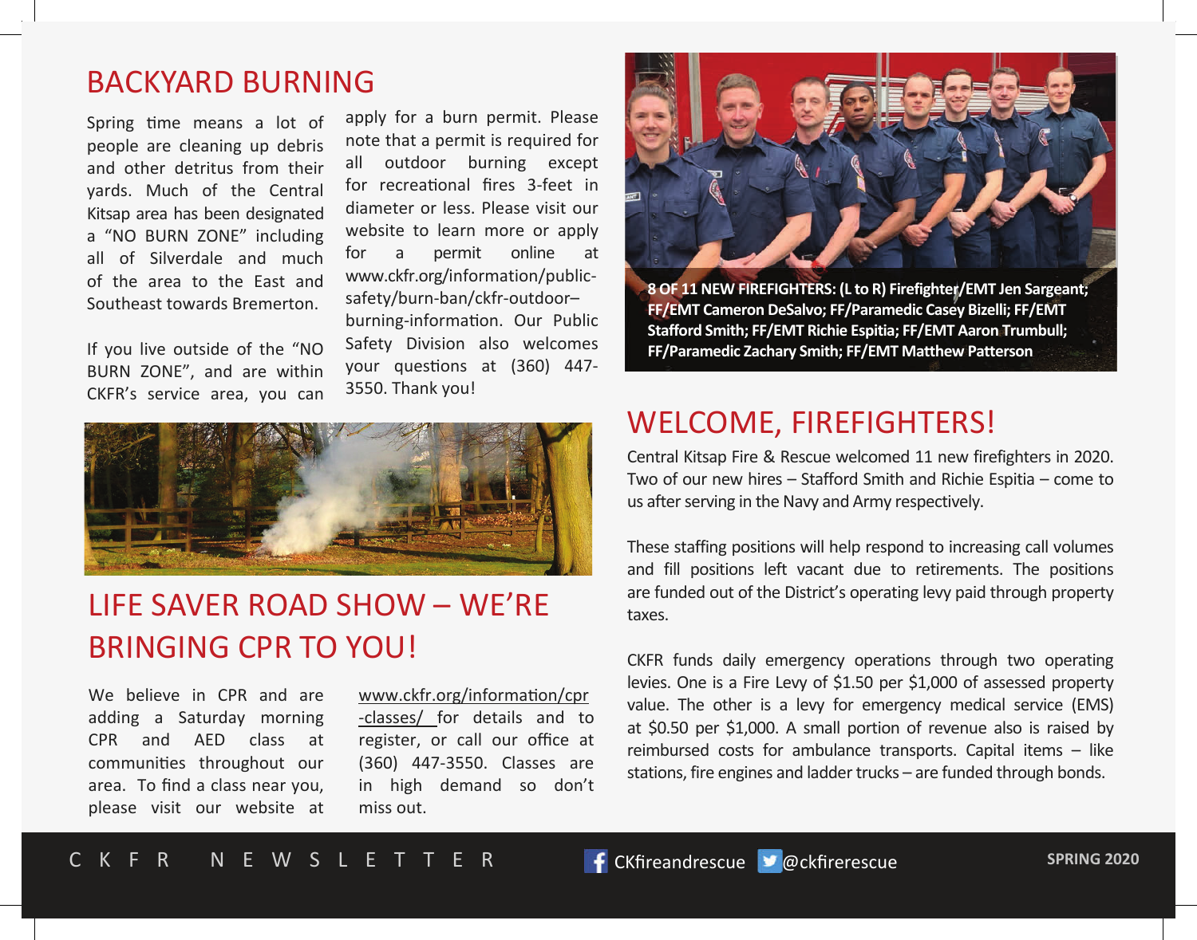## BACKYARD BURNING

Spring time means a lot of people are cleaning up debris and other detritus from their yards. Much of the Central Kitsap area has been designated a "NO BURN ZONE" including all of Silverdale and much of the area to the East and Southeast towards Bremerton.

If you live outside of the "NO BURN ZONE", and are within CKFR's service area, you can apply for a burn permit. Please note that a permit is required for all outdoor burning except for recreational fires 3-feet in diameter or less. Please visit our website to learn more or apply for a permit online at www.ckfr.org/information/public-safety/burn-ban/ckfr-outdoor–burning-information. Our Public Safety Division also welcomes your questions at (360) 447-3550. Thank you!

## LIFE SAVER ROAD SHOW – WE'RE BRINGING CPR TO YOU!

We believe in CPR and are adding a Saturday morning CPR and AED class at communities throughout our area. To find a class near you, please visit our website at www.ckfr.org/information/cpr-classes/ for details and to register, or call our office at (360) 447-3550. Classes are in high demand so don't miss out.

**8 OF 11 NEW FIREFIGHTERS: (L to R) Firefighter/EMT Jen Sargeant; FF/EMT Cameron DeSalvo; FF/Paramedic Casey Bizelli; FF/EMT Stafford Smith; FF/EMT Richie Espitia; FF/EMT Aaron Trumbull; FF/Paramedic Zachary Smith; FF/EMT Matthew Patterson**

## WELCOME, FIREFIGHTERS!

Central Kitsap Fire & Rescue welcomed 11 new firefighters in 2020. Two of our new hires – Stafford Smith and Richie Espitia – come to us after serving in the Navy and Army respectively.

These staffing positions will help respond to increasing call volumes and fill positions left vacant due to retirements. The positions are funded out of the District's operating levy paid through property taxes.

CKFR funds daily emergency operations through two operating levies. One is a Fire Levy of $1.50 per $1,000 of assessed property value. The other is a levy for emergency medical service (EMS) at $0.50 per $1,000. A small portion of revenue also is raised by reimbursed costs for ambulance transports. Capital items – like stations, fire engines and ladder trucks – are funded through bonds.